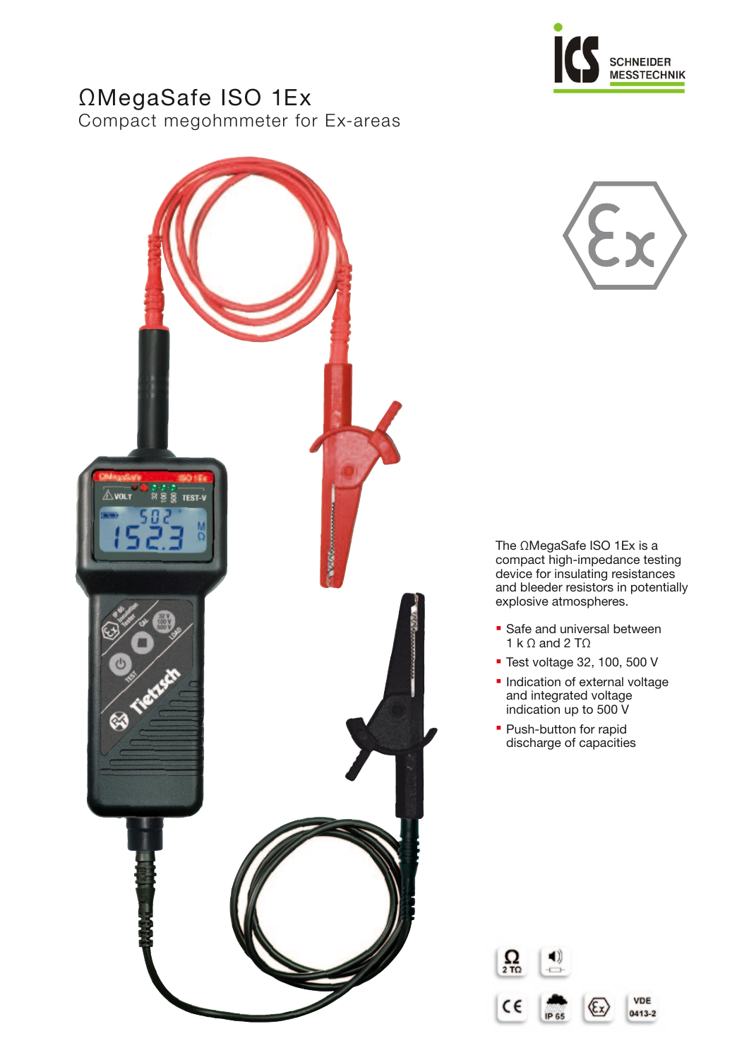# ΩMegaSafe ISO 1Ex

Compact megohmmeter for Ex-areas

The ΩMegaSafe ISO 1Ex is a compact high-impedance testing device for insulating resistances and bleeder resistors in potentially explosive atmospheres.

- Safe and universal between 1 k Ω and 2 TΩ
- Test voltage 32, 100, 500 V
- Indication of external voltage and integrated voltage indication up to 500 V
- Push-button for rapid discharge of capacities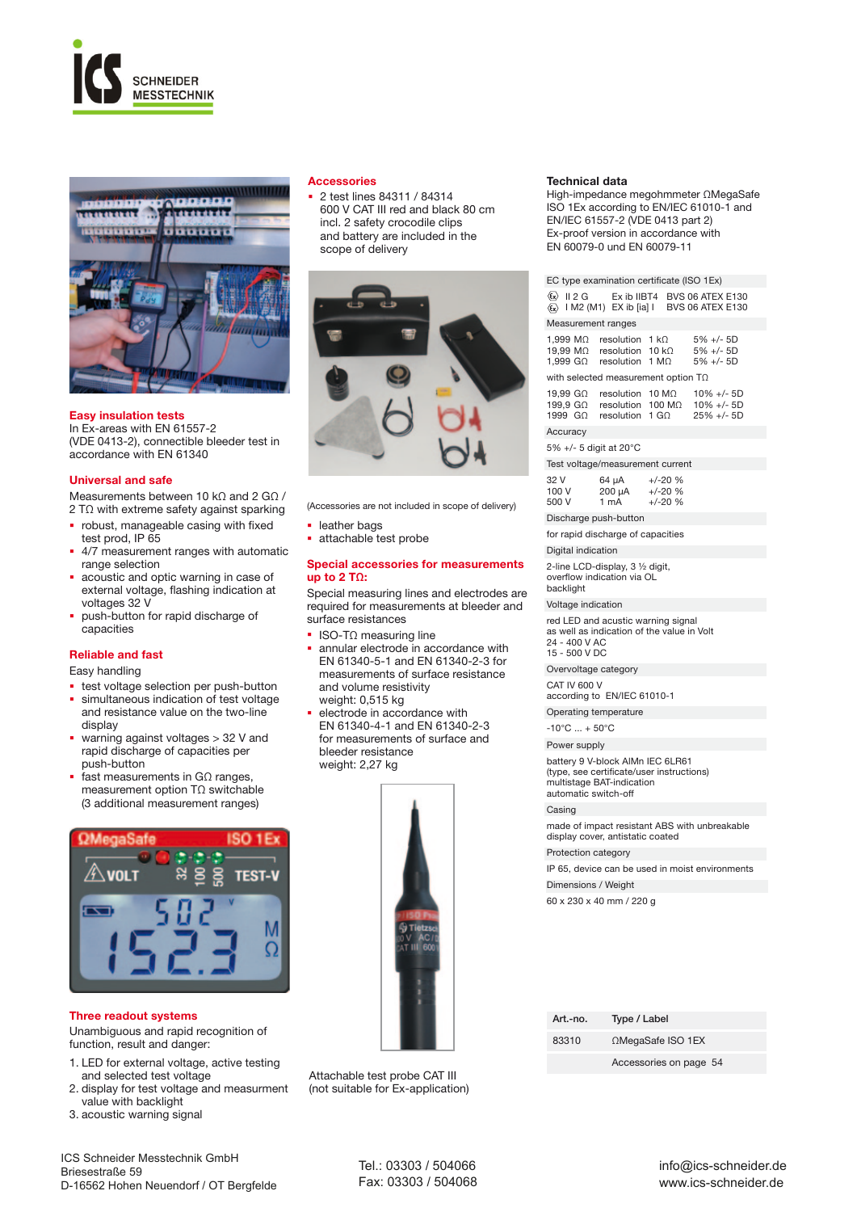ICS SCHNEIDER MESSTECHNIK

### Easy insulation tests

In Ex-areas with EN 61557-2 (VDE 0413-2), connectible bleeder test in accordance with EN 61340

### Universal and safe

Measurements between 10 kΩ and 2 GΩ / 2 TΩ with extreme safety against sparking

- robust, manageable casing with fixed test prod, IP 65
- 4/7 measurement ranges with automatic range selection
- acoustic and optic warning in case of external voltage, flashing indication at voltages 32 V
- push-button for rapid discharge of capacities

### Reliable and fast

Easy handling

- test voltage selection per push-button
- simultaneous indication of test voltage and resistance value on the two-line display
- warning against voltages > 32 V and rapid discharge of capacities per push-button
- fast measurements in GΩ ranges, measurement option TΩ switchable (3 additional measurement ranges)

### Three readout systems

Unambiguous and rapid recognition of function, result and danger:

1. LED for external voltage, active testing and selected test voltage
2. display for test voltage and measurment value with backlight
3. acoustic warning signal

### Accessories

- 2 test lines 84311 / 84314
  600 V CAT III red and black 80 cm incl. 2 safety crocodile clips and battery are included in the scope of delivery

(Accessories are not included in scope of delivery)

- leather bags
- attachable test probe

### Special accessories for measurements up to 2 TΩ:

Special measuring lines and electrodes are required for measurements at bleeder and surface resistances

- ISO-TΩ measuring line
- annular electrode in accordance with EN 61340-5-1 and EN 61340-2-3 for measurements of surface resistance and volume resistivity
  weight: 0,515 kg
- electrode in accordance with EN 61340-4-1 and EN 61340-2-3 for measurements of surface and bleeder resistance
  weight: 2,27 kg

Attachable test probe CAT III (not suitable for Ex-application)

### Technical data

High-impedance megohmmeter ΩMegaSafe ISO 1Ex according to EN/IEC 61010-1 and EN/IEC 61557-2 (VDE 0413 part 2)
Ex-proof version in accordance with EN 60079-0 und EN 60079-11

**EC type examination certificate (ISO 1Ex)**

| | | |
|---|---|---|
| II 2 G | Ex ib IIBT4 | BVS 06 ATEX E130 |
| I M2 (M1) | EX ib [ia] I | BVS 06 ATEX E130 |

**Measurement ranges**

| | | |
|---|---|---|
| 1,999 MΩ | resolution 1 kΩ | 5% +/- 5D |
| 19,99 MΩ | resolution 10 kΩ | 5% +/- 5D |
| 1,999 GΩ | resolution 1 MΩ | 5% +/- 5D |

with selected measurement option TΩ

| | | |
|---|---|---|
| 19,99 GΩ | resolution 10 MΩ | 10% +/- 5D |
| 199,9 GΩ | resolution 100 MΩ | 10% +/- 5D |
| 1999 GΩ | resolution 1 GΩ | 25% +/- 5D |

**Accuracy**

5% +/- 5 digit at 20°C

**Test voltage/measurement current**

| | | |
|---|---|---|
| 32 V | 64 µA | +/-20 % |
| 100 V | 200 µA | +/-20 % |
| 500 V | 1 mA | +/-20 % |

**Discharge push-button**

for rapid discharge of capacities

**Digital indication**

2-line LCD-display, 3 ½ digit, overflow indication via OL backlight

**Voltage indication**

red LED and acustic warning signal as well as indication of the value in Volt
24 - 400 V AC
15 - 500 V DC

**Overvoltage category**

CAT IV 600 V according to EN/IEC 61010-1

**Operating temperature**

-10°C ... + 50°C

**Power supply**

battery 9 V-block AlMn IEC 6LR61 (type, see certificate/user instructions)
multistage BAT-indication
automatic switch-off

**Casing**

made of impact resistant ABS with unbreakable display cover, antistatic coated

**Protection category**

IP 65, device can be used in moist environments

**Dimensions / Weight**

60 x 230 x 40 mm / 220 g

| Art.-no. | Type / Label |
|---|---|
| 83310 | ΩMegaSafe ISO 1EX |
| | Accessories on page 54 |

ICS Schneider Messtechnik GmbH
Briesestraße 59
D-16562 Hohen Neuendorf / OT Bergfelde

Tel.: 03303 / 504066
Fax: 03303 / 504068

info@ics-schneider.de
www.ics-schneider.de